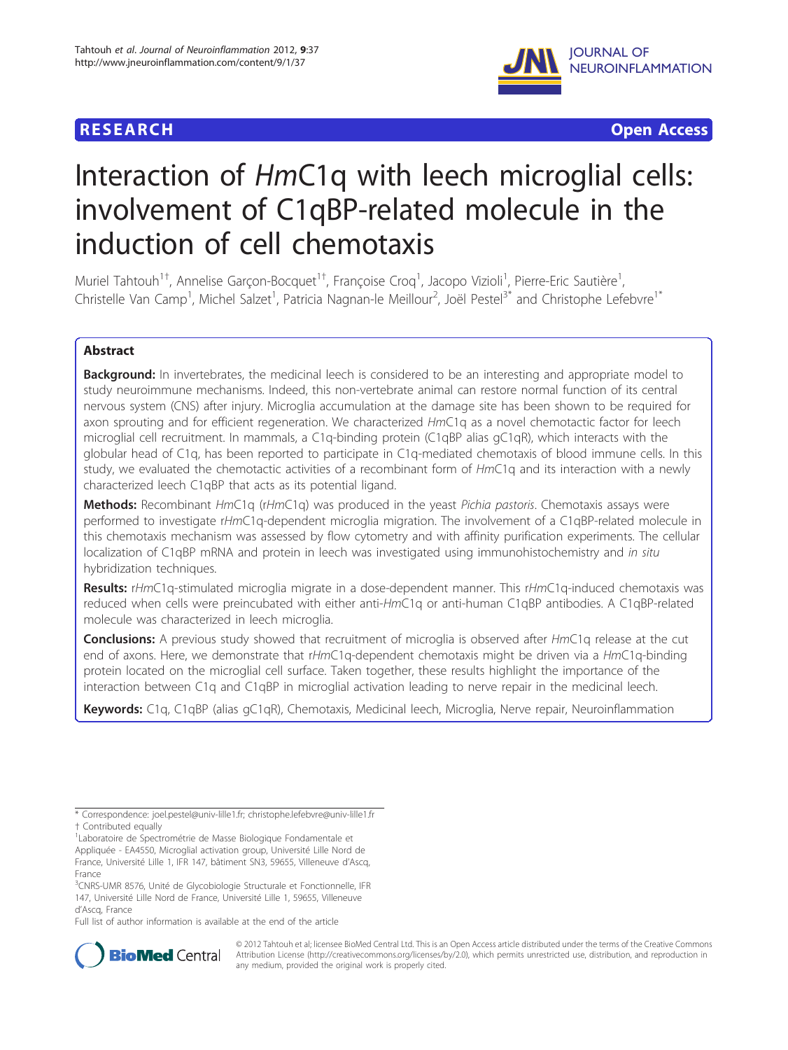RESEARCH Open Access

# Interaction of *Hm*C1q with leech microglial cells: involvement of C1qBP-related molecule in the induction of cell chemotaxis

Muriel Tahtouh[1†], Annelise Garçon-Bocquet[1†], Françoise Croq[1], Jacopo Vizioli[1], Pierre-Eric Sautière[1], Christelle Van Camp[1], Michel Salzet[1], Patricia Nagnan-le Meillour[2], Joël Pestel[3*] and Christophe Lefebvre[1*]

## Abstract

**Background:** In invertebrates, the medicinal leech is considered to be an interesting and appropriate model to study neuroimmune mechanisms. Indeed, this non-vertebrate animal can restore normal function of its central nervous system (CNS) after injury. Microglia accumulation at the damage site has been shown to be required for axon sprouting and for efficient regeneration. We characterized *Hm*C1q as a novel chemotactic factor for leech microglial cell recruitment. In mammals, a C1q-binding protein (C1qBP alias gC1qR), which interacts with the globular head of C1q, has been reported to participate in C1q-mediated chemotaxis of blood immune cells. In this study, we evaluated the chemotactic activities of a recombinant form of *Hm*C1q and its interaction with a newly characterized leech C1qBP that acts as its potential ligand.

**Methods:** Recombinant *Hm*C1q (r*Hm*C1q) was produced in the yeast *Pichia pastoris*. Chemotaxis assays were performed to investigate r*Hm*C1q-dependent microglia migration. The involvement of a C1qBP-related molecule in this chemotaxis mechanism was assessed by flow cytometry and with affinity purification experiments. The cellular localization of C1qBP mRNA and protein in leech was investigated using immunohistochemistry and *in situ* hybridization techniques.

**Results:** r*Hm*C1q-stimulated microglia migrate in a dose-dependent manner. This r*Hm*C1q-induced chemotaxis was reduced when cells were preincubated with either anti-*Hm*C1q or anti-human C1qBP antibodies. A C1qBP-related molecule was characterized in leech microglia.

**Conclusions:** A previous study showed that recruitment of microglia is observed after *Hm*C1q release at the cut end of axons. Here, we demonstrate that r*Hm*C1q-dependent chemotaxis might be driven via a *Hm*C1q-binding protein located on the microglial cell surface. Taken together, these results highlight the importance of the interaction between C1q and C1qBP in microglial activation leading to nerve repair in the medicinal leech.

**Keywords:** C1q, C1qBP (alias gC1qR), Chemotaxis, Medicinal leech, Microglia, Nerve repair, Neuroinflammation

---

\* Correspondence: joel.pestel@univ-lille1.fr; christophe.lefebvre@univ-lille1.fr
† Contributed equally
[1]Laboratoire de Spectrométrie de Masse Biologique Fondamentale et Appliquée - EA4550, Microglial activation group, Université Lille Nord de France, Université Lille 1, IFR 147, bâtiment SN3, 59655, Villeneuve d'Ascq, France
[3]CNRS-UMR 8576, Unité de Glycobiologie Structurale et Fonctionnelle, IFR 147, Université Lille Nord de France, Université Lille 1, 59655, Villeneuve d'Ascq, France
Full list of author information is available at the end of the article

© 2012 Tahtouh et al; licensee BioMed Central Ltd. This is an Open Access article distributed under the terms of the Creative Commons Attribution License (http://creativecommons.org/licenses/by/2.0), which permits unrestricted use, distribution, and reproduction in any medium, provided the original work is properly cited.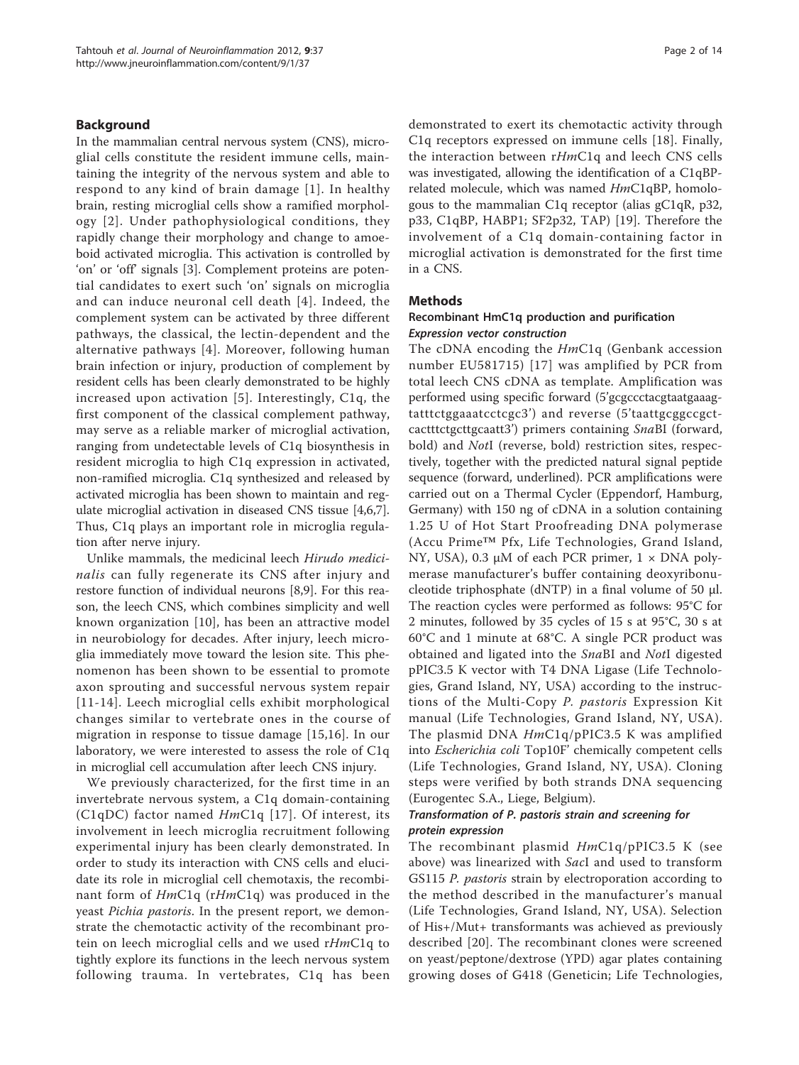## Background

In the mammalian central nervous system (CNS), microglial cells constitute the resident immune cells, maintaining the integrity of the nervous system and able to respond to any kind of brain damage [1]. In healthy brain, resting microglial cells show a ramified morphology [2]. Under pathophysiological conditions, they rapidly change their morphology and change to amoeboid activated microglia. This activation is controlled by 'on' or 'off' signals [3]. Complement proteins are potential candidates to exert such 'on' signals on microglia and can induce neuronal cell death [4]. Indeed, the complement system can be activated by three different pathways, the classical, the lectin-dependent and the alternative pathways [4]. Moreover, following human brain infection or injury, production of complement by resident cells has been clearly demonstrated to be highly increased upon activation [5]. Interestingly, C1q, the first component of the classical complement pathway, may serve as a reliable marker of microglial activation, ranging from undetectable levels of C1q biosynthesis in resident microglia to high C1q expression in activated, non-ramified microglia. C1q synthesized and released by activated microglia has been shown to maintain and regulate microglial activation in diseased CNS tissue [4,6,7]. Thus, C1q plays an important role in microglia regulation after nerve injury.

Unlike mammals, the medicinal leech *Hirudo medicinalis* can fully regenerate its CNS after injury and restore function of individual neurons [8,9]. For this reason, the leech CNS, which combines simplicity and well known organization [10], has been an attractive model in neurobiology for decades. After injury, leech microglia immediately move toward the lesion site. This phenomenon has been shown to be essential to promote axon sprouting and successful nervous system repair [11-14]. Leech microglial cells exhibit morphological changes similar to vertebrate ones in the course of migration in response to tissue damage [15,16]. In our laboratory, we were interested to assess the role of C1q in microglial cell accumulation after leech CNS injury.

We previously characterized, for the first time in an invertebrate nervous system, a C1q domain-containing (C1qDC) factor named *Hm*C1q [17]. Of interest, its involvement in leech microglia recruitment following experimental injury has been clearly demonstrated. In order to study its interaction with CNS cells and elucidate its role in microglial cell chemotaxis, the recombinant form of *Hm*C1q (r*Hm*C1q) was produced in the yeast *Pichia pastoris*. In the present report, we demonstrate the chemotactic activity of the recombinant protein on leech microglial cells and we used r*Hm*C1q to tightly explore its functions in the leech nervous system following trauma. In vertebrates, C1q has been demonstrated to exert its chemotactic activity through C1q receptors expressed on immune cells [18]. Finally, the interaction between r*Hm*C1q and leech CNS cells was investigated, allowing the identification of a C1qBP-related molecule, which was named *Hm*C1qBP, homologous to the mammalian C1q receptor (alias gC1qR, p32, p33, C1qBP, HABP1; SF2p32, TAP) [19]. Therefore the involvement of a C1q domain-containing factor in microglial activation is demonstrated for the first time in a CNS.

## Methods

### Recombinant HmC1q production and purification

#### Expression vector construction

The cDNA encoding the *Hm*C1q (Genbank accession number EU581715) [17] was amplified by PCR from total leech CNS cDNA as template. Amplification was performed using specific forward (5'gcgccctacgtaatgaaagtatttctggaaatcctcgc3') and reverse (5'taattgcggccgctcactttctgcttgcaatt3') primers containing *Sna*BI (forward, bold) and *Not*I (reverse, bold) restriction sites, respectively, together with the predicted natural signal peptide sequence (forward, underlined). PCR amplifications were carried out on a Thermal Cycler (Eppendorf, Hamburg, Germany) with 150 ng of cDNA in a solution containing 1.25 U of Hot Start Proofreading DNA polymerase (Accu Prime™ Pfx, Life Technologies, Grand Island, NY, USA), 0.3 μM of each PCR primer, 1 × DNA polymerase manufacturer's buffer containing deoxyribonucleotide triphosphate (dNTP) in a final volume of 50 μl. The reaction cycles were performed as follows: 95°C for 2 minutes, followed by 35 cycles of 15 s at 95°C, 30 s at 60°C and 1 minute at 68°C. A single PCR product was obtained and ligated into the *Sna*BI and *Not*I digested pPIC3.5 K vector with T4 DNA Ligase (Life Technologies, Grand Island, NY, USA) according to the instructions of the Multi-Copy *P. pastoris* Expression Kit manual (Life Technologies, Grand Island, NY, USA). The plasmid DNA *Hm*C1q/pPIC3.5 K was amplified into *Escherichia coli* Top10F' chemically competent cells (Life Technologies, Grand Island, NY, USA). Cloning steps were verified by both strands DNA sequencing (Eurogentec S.A., Liege, Belgium).

#### Transformation of P. pastoris strain and screening for protein expression

The recombinant plasmid *Hm*C1q/pPIC3.5 K (see above) was linearized with *Sac*I and used to transform GS115 *P. pastoris* strain by electroporation according to the method described in the manufacturer's manual (Life Technologies, Grand Island, NY, USA). Selection of His+/Mut+ transformants was achieved as previously described [20]. The recombinant clones were screened on yeast/peptone/dextrose (YPD) agar plates containing growing doses of G418 (Geneticin; Life Technologies,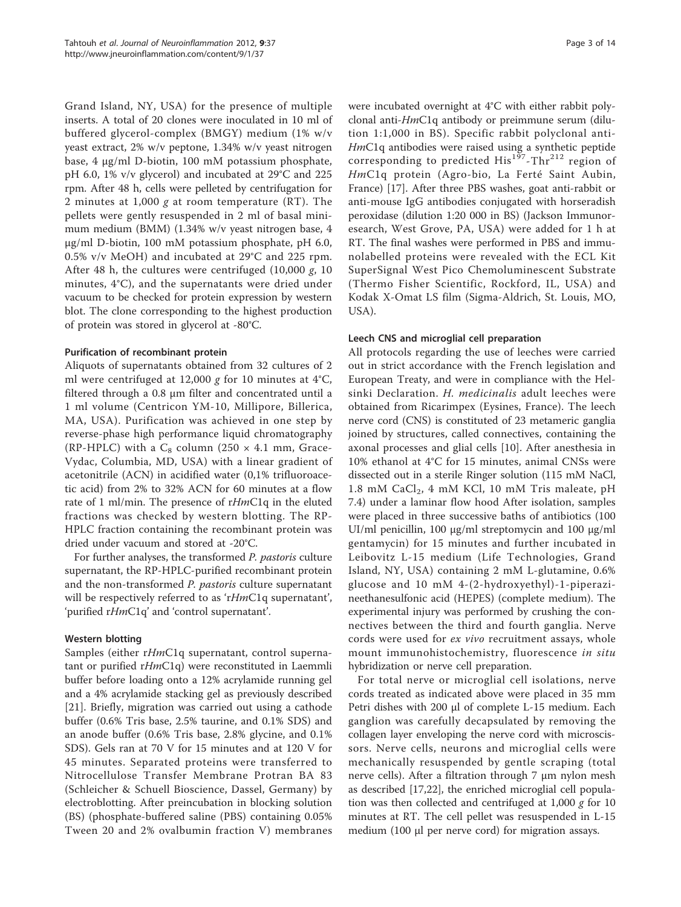Grand Island, NY, USA) for the presence of multiple inserts. A total of 20 clones were inoculated in 10 ml of buffered glycerol-complex (BMGY) medium (1% w/v yeast extract, 2% w/v peptone, 1.34% w/v yeast nitrogen base, 4 μg/ml D-biotin, 100 mM potassium phosphate, pH 6.0, 1% v/v glycerol) and incubated at 29°C and 225 rpm. After 48 h, cells were pelleted by centrifugation for 2 minutes at 1,000 *g* at room temperature (RT). The pellets were gently resuspended in 2 ml of basal minimum medium (BMM) (1.34% w/v yeast nitrogen base, 4 μg/ml D-biotin, 100 mM potassium phosphate, pH 6.0, 0.5% v/v MeOH) and incubated at 29°C and 225 rpm. After 48 h, the cultures were centrifuged (10,000 *g*, 10 minutes, 4°C), and the supernatants were dried under vacuum to be checked for protein expression by western blot. The clone corresponding to the highest production of protein was stored in glycerol at -80°C.

#### Purification of recombinant protein

Aliquots of supernatants obtained from 32 cultures of 2 ml were centrifuged at 12,000 *g* for 10 minutes at 4°C, filtered through a 0.8 μm filter and concentrated until a 1 ml volume (Centricon YM-10, Millipore, Billerica, MA, USA). Purification was achieved in one step by reverse-phase high performance liquid chromatography (RP-HPLC) with a $C_8$ column (250 × 4.1 mm, Grace-Vydac, Columbia, MD, USA) with a linear gradient of acetonitrile (ACN) in acidified water (0,1% trifluoroacetic acid) from 2% to 32% ACN for 60 minutes at a flow rate of 1 ml/min. The presence of r*Hm*C1q in the eluted fractions was checked by western blotting. The RP-HPLC fraction containing the recombinant protein was dried under vacuum and stored at -20°C.

For further analyses, the transformed *P. pastoris* culture supernatant, the RP-HPLC-purified recombinant protein and the non-transformed *P. pastoris* culture supernatant will be respectively referred to as 'r*Hm*C1q supernatant', 'purified r*Hm*C1q' and 'control supernatant'.

#### Western blotting

Samples (either r*Hm*C1q supernatant, control supernatant or purified r*Hm*C1q) were reconstituted in Laemmli buffer before loading onto a 12% acrylamide running gel and a 4% acrylamide stacking gel as previously described [21]. Briefly, migration was carried out using a cathode buffer (0.6% Tris base, 2.5% taurine, and 0.1% SDS) and an anode buffer (0.6% Tris base, 2.8% glycine, and 0.1% SDS). Gels ran at 70 V for 15 minutes and at 120 V for 45 minutes. Separated proteins were transferred to Nitrocellulose Transfer Membrane Protran BA 83 (Schleicher & Schuell Bioscience, Dassel, Germany) by electroblotting. After preincubation in blocking solution (BS) (phosphate-buffered saline (PBS) containing 0.05% Tween 20 and 2% ovalbumin fraction V) membranes were incubated overnight at 4°C with either rabbit polyclonal anti-*Hm*C1q antibody or preimmune serum (dilution 1:1,000 in BS). Specific rabbit polyclonal anti-*Hm*C1q antibodies were raised using a synthetic peptide corresponding to predicted $His^{197}$-$Thr^{212}$ region of *Hm*C1q protein (Agro-bio, La Ferté Saint Aubin, France) [17]. After three PBS washes, goat anti-rabbit or anti-mouse IgG antibodies conjugated with horseradish peroxidase (dilution 1:20 000 in BS) (Jackson Immunoresearch, West Grove, PA, USA) were added for 1 h at RT. The final washes were performed in PBS and immunolabelled proteins were revealed with the ECL Kit SuperSignal West Pico Chemoluminescent Substrate (Thermo Fisher Scientific, Rockford, IL, USA) and Kodak X-Omat LS film (Sigma-Aldrich, St. Louis, MO, USA).

#### Leech CNS and microglial cell preparation

All protocols regarding the use of leeches were carried out in strict accordance with the French legislation and European Treaty, and were in compliance with the Helsinki Declaration. *H. medicinalis* adult leeches were obtained from Ricarimpex (Eysines, France). The leech nerve cord (CNS) is constituted of 23 metameric ganglia joined by structures, called connectives, containing the axonal processes and glial cells [10]. After anesthesia in 10% ethanol at 4°C for 15 minutes, animal CNSs were dissected out in a sterile Ringer solution (115 mM NaCl, 1.8 mM $CaCl_2$, 4 mM KCl, 10 mM Tris maleate, pH 7.4) under a laminar flow hood After isolation, samples were placed in three successive baths of antibiotics (100 UI/ml penicillin, 100 μg/ml streptomycin and 100 μg/ml gentamycin) for 15 minutes and further incubated in Leibovitz L-15 medium (Life Technologies, Grand Island, NY, USA) containing 2 mM L-glutamine, 0.6% glucose and 10 mM 4-(2-hydroxyethyl)-1-piperazineethanesulfonic acid (HEPES) (complete medium). The experimental injury was performed by crushing the connectives between the third and fourth ganglia. Nerve cords were used for *ex vivo* recruitment assays, whole mount immunohistochemistry, fluorescence *in situ* hybridization or nerve cell preparation.

For total nerve or microglial cell isolations, nerve cords treated as indicated above were placed in 35 mm Petri dishes with 200 μl of complete L-15 medium. Each ganglion was carefully decapsulated by removing the collagen layer enveloping the nerve cord with microscissors. Nerve cells, neurons and microglial cells were mechanically resuspended by gentle scraping (total nerve cells). After a filtration through 7 μm nylon mesh as described [17,22], the enriched microglial cell population was then collected and centrifuged at 1,000 *g* for 10 minutes at RT. The cell pellet was resuspended in L-15 medium (100 μl per nerve cord) for migration assays.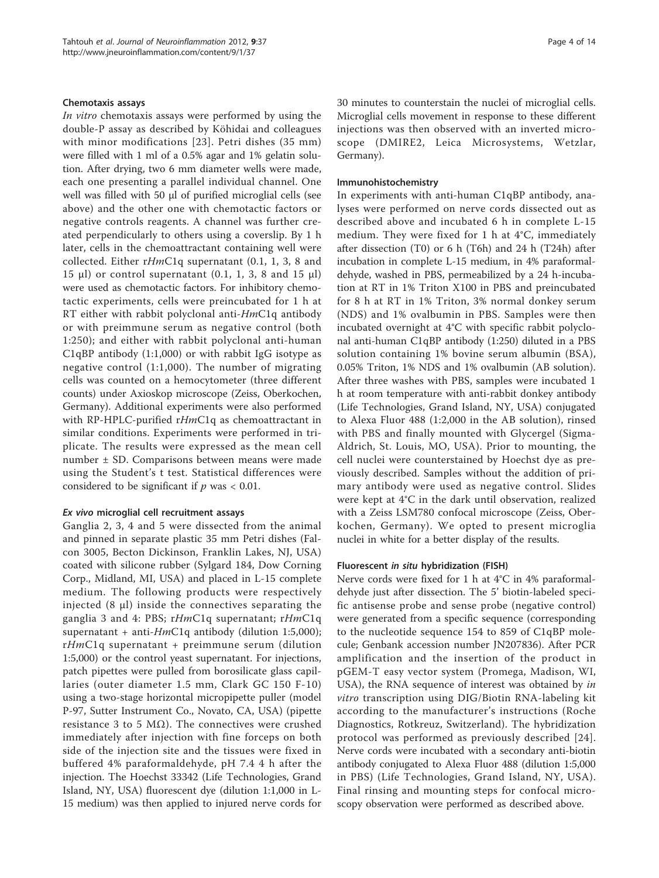#### Chemotaxis assays

*In vitro* chemotaxis assays were performed by using the double-P assay as described by Köhidai and colleagues with minor modifications [23]. Petri dishes (35 mm) were filled with 1 ml of a 0.5% agar and 1% gelatin solution. After drying, two 6 mm diameter wells were made, each one presenting a parallel individual channel. One well was filled with 50 μl of purified microglial cells (see above) and the other one with chemotactic factors or negative controls reagents. A channel was further created perpendicularly to others using a coverslip. By 1 h later, cells in the chemoattractant containing well were collected. Either r*Hm*C1q supernatant (0.1, 1, 3, 8 and 15 μl) or control supernatant (0.1, 1, 3, 8 and 15 μl) were used as chemotactic factors. For inhibitory chemotactic experiments, cells were preincubated for 1 h at RT either with rabbit polyclonal anti-*Hm*C1q antibody or with preimmune serum as negative control (both 1:250); and either with rabbit polyclonal anti-human C1qBP antibody (1:1,000) or with rabbit IgG isotype as negative control (1:1,000). The number of migrating cells was counted on a hemocytometer (three different counts) under Axioskop microscope (Zeiss, Oberkochen, Germany). Additional experiments were also performed with RP-HPLC-purified r*Hm*C1q as chemoattractant in similar conditions. Experiments were performed in triplicate. The results were expressed as the mean cell number ± SD. Comparisons between means were made using the Student's t test. Statistical differences were considered to be significant if $p$ was < 0.01.

#### *Ex vivo* microglial cell recruitment assays

Ganglia 2, 3, 4 and 5 were dissected from the animal and pinned in separate plastic 35 mm Petri dishes (Falcon 3005, Becton Dickinson, Franklin Lakes, NJ, USA) coated with silicone rubber (Sylgard 184, Dow Corning Corp., Midland, MI, USA) and placed in L-15 complete medium. The following products were respectively injected (8 μl) inside the connectives separating the ganglia 3 and 4: PBS; r*Hm*C1q supernatant; r*Hm*C1q supernatant + anti-*Hm*C1q antibody (dilution 1:5,000); r*Hm*C1q supernatant + preimmune serum (dilution 1:5,000) or the control yeast supernatant. For injections, patch pipettes were pulled from borosilicate glass capillaries (outer diameter 1.5 mm, Clark GC 150 F-10) using a two-stage horizontal micropipette puller (model P-97, Sutter Instrument Co., Novato, CA, USA) (pipette resistance 3 to 5 MΩ). The connectives were crushed immediately after injection with fine forceps on both side of the injection site and the tissues were fixed in buffered 4% paraformaldehyde, pH 7.4 4 h after the injection. The Hoechst 33342 (Life Technologies, Grand Island, NY, USA) fluorescent dye (dilution 1:1,000 in L-15 medium) was then applied to injured nerve cords for 30 minutes to counterstain the nuclei of microglial cells. Microglial cells movement in response to these different injections was then observed with an inverted microscope (DMIRE2, Leica Microsystems, Wetzlar, Germany).

#### Immunohistochemistry

In experiments with anti-human C1qBP antibody, analyses were performed on nerve cords dissected out as described above and incubated 6 h in complete L-15 medium. They were fixed for 1 h at 4°C, immediately after dissection (T0) or 6 h (T6h) and 24 h (T24h) after incubation in complete L-15 medium, in 4% paraformaldehyde, washed in PBS, permeabilized by a 24 h-incubation at RT in 1% Triton X100 in PBS and preincubated for 8 h at RT in 1% Triton, 3% normal donkey serum (NDS) and 1% ovalbumin in PBS. Samples were then incubated overnight at 4°C with specific rabbit polyclonal anti-human C1qBP antibody (1:250) diluted in a PBS solution containing 1% bovine serum albumin (BSA), 0.05% Triton, 1% NDS and 1% ovalbumin (AB solution). After three washes with PBS, samples were incubated 1 h at room temperature with anti-rabbit donkey antibody (Life Technologies, Grand Island, NY, USA) conjugated to Alexa Fluor 488 (1:2,000 in the AB solution), rinsed with PBS and finally mounted with Glycergel (Sigma-Aldrich, St. Louis, MO, USA). Prior to mounting, the cell nuclei were counterstained by Hoechst dye as previously described. Samples without the addition of primary antibody were used as negative control. Slides were kept at 4°C in the dark until observation, realized with a Zeiss LSM780 confocal microscope (Zeiss, Oberkochen, Germany). We opted to present microglia nuclei in white for a better display of the results.

#### Fluorescent *in situ* hybridization (FISH)

Nerve cords were fixed for 1 h at 4°C in 4% paraformaldehyde just after dissection. The 5' biotin-labeled specific antisense probe and sense probe (negative control) were generated from a specific sequence (corresponding to the nucleotide sequence 154 to 859 of C1qBP molecule; Genbank accession number JN207836). After PCR amplification and the insertion of the product in pGEM-T easy vector system (Promega, Madison, WI, USA), the RNA sequence of interest was obtained by *in vitro* transcription using DIG/Biotin RNA-labeling kit according to the manufacturer's instructions (Roche Diagnostics, Rotkreuz, Switzerland). The hybridization protocol was performed as previously described [24]. Nerve cords were incubated with a secondary anti-biotin antibody conjugated to Alexa Fluor 488 (dilution 1:5,000 in PBS) (Life Technologies, Grand Island, NY, USA). Final rinsing and mounting steps for confocal microscopy observation were performed as described above.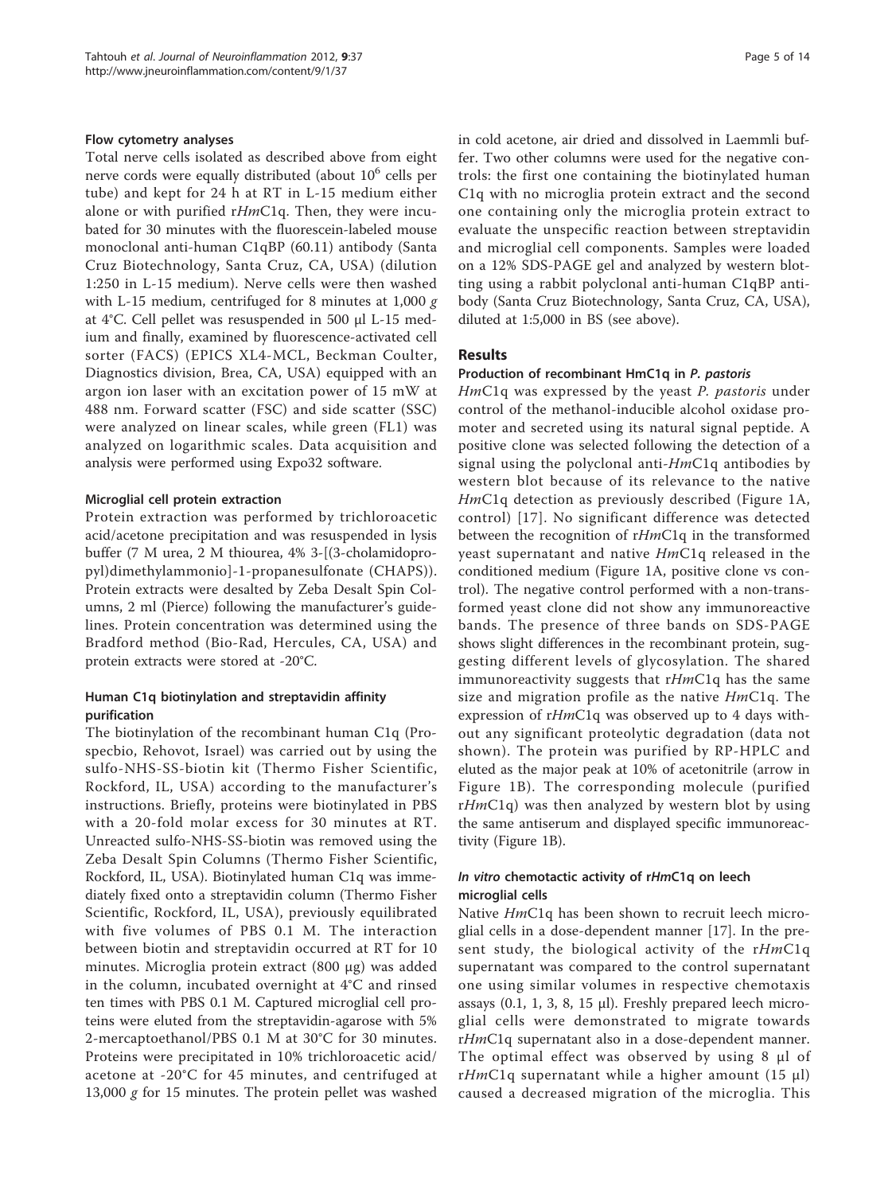#### Flow cytometry analyses

Total nerve cells isolated as described above from eight nerve cords were equally distributed (about $10^6$ cells per tube) and kept for 24 h at RT in L-15 medium either alone or with purified r*Hm*C1q. Then, they were incubated for 30 minutes with the fluorescein-labeled mouse monoclonal anti-human C1qBP (60.11) antibody (Santa Cruz Biotechnology, Santa Cruz, CA, USA) (dilution 1:250 in L-15 medium). Nerve cells were then washed with L-15 medium, centrifuged for 8 minutes at 1,000 *g* at 4°C. Cell pellet was resuspended in 500 µl L-15 medium and finally, examined by fluorescence-activated cell sorter (FACS) (EPICS XL4-MCL, Beckman Coulter, Diagnostics division, Brea, CA, USA) equipped with an argon ion laser with an excitation power of 15 mW at 488 nm. Forward scatter (FSC) and side scatter (SSC) were analyzed on linear scales, while green (FL1) was analyzed on logarithmic scales. Data acquisition and analysis were performed using Expo32 software.

#### Microglial cell protein extraction

Protein extraction was performed by trichloroacetic acid/acetone precipitation and was resuspended in lysis buffer (7 M urea, 2 M thiourea, 4% 3-[(3-cholamidopropyl)dimethylammonio]-1-propanesulfonate (CHAPS)). Protein extracts were desalted by Zeba Desalt Spin Columns, 2 ml (Pierce) following the manufacturer's guidelines. Protein concentration was determined using the Bradford method (Bio-Rad, Hercules, CA, USA) and protein extracts were stored at -20°C.

#### Human C1q biotinylation and streptavidin affinity purification

The biotinylation of the recombinant human C1q (Prospecbio, Rehovot, Israel) was carried out by using the sulfo-NHS-SS-biotin kit (Thermo Fisher Scientific, Rockford, IL, USA) according to the manufacturer's instructions. Briefly, proteins were biotinylated in PBS with a 20-fold molar excess for 30 minutes at RT. Unreacted sulfo-NHS-SS-biotin was removed using the Zeba Desalt Spin Columns (Thermo Fisher Scientific, Rockford, IL, USA). Biotinylated human C1q was immediately fixed onto a streptavidin column (Thermo Fisher Scientific, Rockford, IL, USA), previously equilibrated with five volumes of PBS 0.1 M. The interaction between biotin and streptavidin occurred at RT for 10 minutes. Microglia protein extract (800 µg) was added in the column, incubated overnight at 4°C and rinsed ten times with PBS 0.1 M. Captured microglial cell proteins were eluted from the streptavidin-agarose with 5% 2-mercaptoethanol/PBS 0.1 M at 30°C for 30 minutes. Proteins were precipitated in 10% trichloroacetic acid/acetone at -20°C for 45 minutes, and centrifuged at 13,000 *g* for 15 minutes. The protein pellet was washed in cold acetone, air dried and dissolved in Laemmli buffer. Two other columns were used for the negative controls: the first one containing the biotinylated human C1q with no microglia protein extract and the second one containing only the microglia protein extract to evaluate the unspecific reaction between streptavidin and microglial cell components. Samples were loaded on a 12% SDS-PAGE gel and analyzed by western blotting using a rabbit polyclonal anti-human C1qBP antibody (Santa Cruz Biotechnology, Santa Cruz, CA, USA), diluted at 1:5,000 in BS (see above).

## Results

#### Production of recombinant HmC1q in *P. pastoris*

*Hm*C1q was expressed by the yeast *P. pastoris* under control of the methanol-inducible alcohol oxidase promoter and secreted using its natural signal peptide. A positive clone was selected following the detection of a signal using the polyclonal anti-*Hm*C1q antibodies by western blot because of its relevance to the native *Hm*C1q detection as previously described (Figure 1A, control) [17]. No significant difference was detected between the recognition of r*Hm*C1q in the transformed yeast supernatant and native *Hm*C1q released in the conditioned medium (Figure 1A, positive clone vs control). The negative control performed with a non-transformed yeast clone did not show any immunoreactive bands. The presence of three bands on SDS-PAGE shows slight differences in the recombinant protein, suggesting different levels of glycosylation. The shared immunoreactivity suggests that r*Hm*C1q has the same size and migration profile as the native *Hm*C1q. The expression of r*Hm*C1q was observed up to 4 days without any significant proteolytic degradation (data not shown). The protein was purified by RP-HPLC and eluted as the major peak at 10% of acetonitrile (arrow in Figure 1B). The corresponding molecule (purified r*Hm*C1q) was then analyzed by western blot by using the same antiserum and displayed specific immunoreactivity (Figure 1B).

#### *In vitro* chemotactic activity of r*Hm*C1q on leech microglial cells

Native *Hm*C1q has been shown to recruit leech microglial cells in a dose-dependent manner [17]. In the present study, the biological activity of the r*Hm*C1q supernatant was compared to the control supernatant one using similar volumes in respective chemotaxis assays (0.1, 1, 3, 8, 15 µl). Freshly prepared leech microglial cells were demonstrated to migrate towards r*Hm*C1q supernatant also in a dose-dependent manner. The optimal effect was observed by using 8 µl of r*Hm*C1q supernatant while a higher amount (15 µl) caused a decreased migration of the microglia. This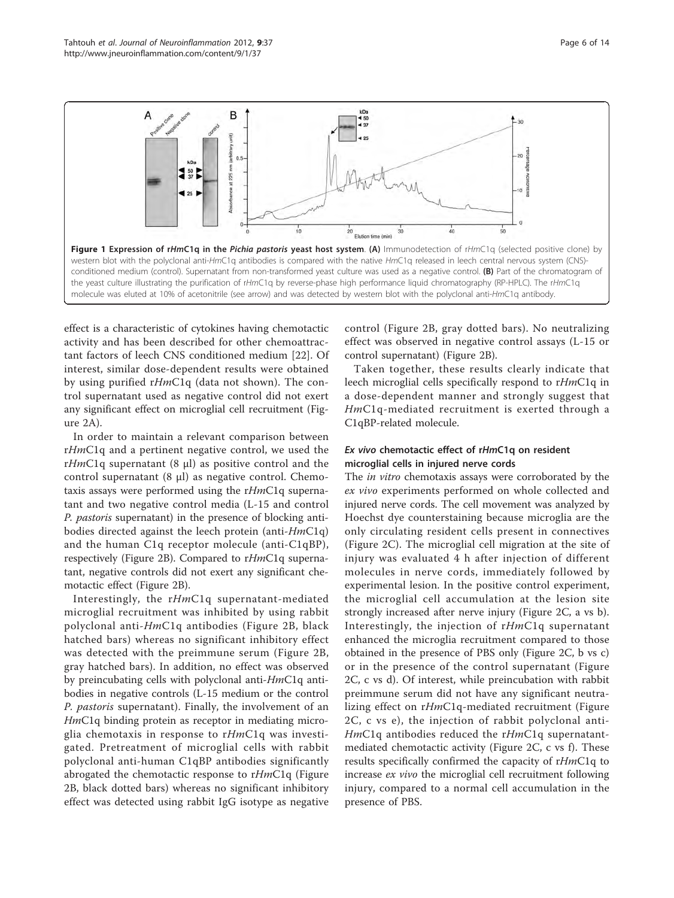**Figure 1 Expression of r*Hm*C1q in the *Pichia pastoris* yeast host system**. **(A)** Immunodetection of r*Hm*C1q (selected positive clone) by western blot with the polyclonal anti-*Hm*C1q antibodies is compared with the native *Hm*C1q released in leech central nervous system (CNS)-conditioned medium (control). Supernatant from non-transformed yeast culture was used as a negative control. **(B)** Part of the chromatogram of the yeast culture illustrating the purification of r*Hm*C1q by reverse-phase high performance liquid chromatography (RP-HPLC). The r*Hm*C1q molecule was eluted at 10% of acetonitrile (see arrow) and was detected by western blot with the polyclonal anti-*Hm*C1q antibody.

effect is a characteristic of cytokines having chemotactic activity and has been described for other chemoattractant factors of leech CNS conditioned medium [22]. Of interest, similar dose-dependent results were obtained by using purified r*Hm*C1q (data not shown). The control supernatant used as negative control did not exert any significant effect on microglial cell recruitment (Figure 2A).

In order to maintain a relevant comparison between r*Hm*C1q and a pertinent negative control, we used the r*Hm*C1q supernatant (8 µl) as positive control and the control supernatant (8 µl) as negative control. Chemotaxis assays were performed using the r*Hm*C1q supernatant and two negative control media (L-15 and control *P. pastoris* supernatant) in the presence of blocking antibodies directed against the leech protein (anti-*Hm*C1q) and the human C1q receptor molecule (anti-C1qBP), respectively (Figure 2B). Compared to r*Hm*C1q supernatant, negative controls did not exert any significant chemotactic effect (Figure 2B).

Interestingly, the r*Hm*C1q supernatant-mediated microglial recruitment was inhibited by using rabbit polyclonal anti-*Hm*C1q antibodies (Figure 2B, black hatched bars) whereas no significant inhibitory effect was detected with the preimmune serum (Figure 2B, gray hatched bars). In addition, no effect was observed by preincubating cells with polyclonal anti-*Hm*C1q antibodies in negative controls (L-15 medium or the control *P. pastoris* supernatant). Finally, the involvement of an *Hm*C1q binding protein as receptor in mediating microglia chemotaxis in response to r*Hm*C1q was investigated. Pretreatment of microglial cells with rabbit polyclonal anti-human C1qBP antibodies significantly abrogated the chemotactic response to r*Hm*C1q (Figure 2B, black dotted bars) whereas no significant inhibitory effect was detected using rabbit IgG isotype as negative control (Figure 2B, gray dotted bars). No neutralizing effect was observed in negative control assays (L-15 or control supernatant) (Figure 2B).

Taken together, these results clearly indicate that leech microglial cells specifically respond to r*Hm*C1q in a dose-dependent manner and strongly suggest that *Hm*C1q-mediated recruitment is exerted through a C1qBP-related molecule.

### *Ex vivo* chemotactic effect of r*Hm*C1q on resident microglial cells in injured nerve cords

The *in vitro* chemotaxis assays were corroborated by the *ex vivo* experiments performed on whole collected and injured nerve cords. The cell movement was analyzed by Hoechst dye counterstaining because microglia are the only circulating resident cells present in connectives (Figure 2C). The microglial cell migration at the site of injury was evaluated 4 h after injection of different molecules in nerve cords, immediately followed by experimental lesion. In the positive control experiment, the microglial cell accumulation at the lesion site strongly increased after nerve injury (Figure 2C, a vs b). Interestingly, the injection of r*Hm*C1q supernatant enhanced the microglia recruitment compared to those obtained in the presence of PBS only (Figure 2C, b vs c) or in the presence of the control supernatant (Figure 2C, c vs d). Of interest, while preincubation with rabbit preimmune serum did not have any significant neutralizing effect on r*Hm*C1q-mediated recruitment (Figure 2C, c vs e), the injection of rabbit polyclonal anti-*Hm*C1q antibodies reduced the r*Hm*C1q supernatant-mediated chemotactic activity (Figure 2C, c vs f). These results specifically confirmed the capacity of r*Hm*C1q to increase *ex vivo* the microglial cell recruitment following injury, compared to a normal cell accumulation in the presence of PBS.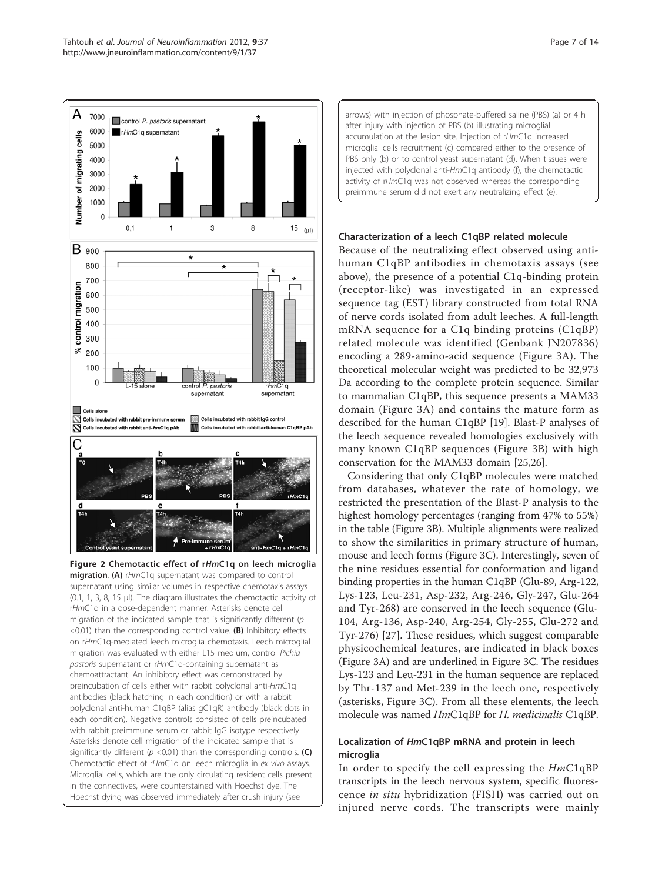**Figure 2 Chemotactic effect of r*Hm*C1q on leech microglia migration**. **(A)** r*Hm*C1q supernatant was compared to control supernatant using similar volumes in respective chemotaxis assays (0.1, 1, 3, 8, 15 µl). The diagram illustrates the chemotactic activity of r*Hm*C1q in a dose-dependent manner. Asterisks denote cell migration of the indicated sample that is significantly different ($p$ <0.01) than the corresponding control value. **(B)** Inhibitory effects on r*Hm*C1q-mediated leech microglia chemotaxis. Leech microglial migration was evaluated with either L15 medium, control *Pichia pastoris* supernatant or r*Hm*C1q-containing supernatant as chemoattractant. An inhibitory effect was demonstrated by preincubation of cells either with rabbit polyclonal anti-*Hm*C1q antibodies (black hatching in each condition) or with a rabbit polyclonal anti-human C1qBP (alias gC1qR) antibody (black dots in each condition). Negative controls consisted of cells preincubated with rabbit preimmune serum or rabbit IgG isotype respectively. Asterisks denote cell migration of the indicated sample that is significantly different ($p$ <0.01) than the corresponding controls. **(C)** Chemotactic effect of r*Hm*C1q on leech microglia in *ex vivo* assays. Microglial cells, which are the only circulating resident cells present in the connectives, were counterstained with Hoechst dye. The Hoechst dying was observed immediately after crush injury (see arrows) with injection of phosphate-buffered saline (PBS) (a) or 4 h after injury with injection of PBS (b) illustrating microglial accumulation at the lesion site. Injection of r*Hm*C1q increased microglial cells recruitment (c) compared either to the presence of PBS only (b) or to control yeast supernatant (d). When tissues were injected with polyclonal anti-*Hm*C1q antibody (f), the chemotactic activity of r*Hm*C1q was not observed whereas the corresponding preimmune serum did not exert any neutralizing effect (e).

### Characterization of a leech C1qBP related molecule

Because of the neutralizing effect observed using anti-human C1qBP antibodies in chemotaxis assays (see above), the presence of a potential C1q-binding protein (receptor-like) was investigated in an expressed sequence tag (EST) library constructed from total RNA of nerve cords isolated from adult leeches. A full-length mRNA sequence for a C1q binding proteins (C1qBP) related molecule was identified (Genbank JN207836) encoding a 289-amino-acid sequence (Figure 3A). The theoretical molecular weight was predicted to be 32,973 Da according to the complete protein sequence. Similar to mammalian C1qBP, this sequence presents a MAM33 domain (Figure 3A) and contains the mature form as described for the human C1qBP [19]. Blast-P analyses of the leech sequence revealed homologies exclusively with many known C1qBP sequences (Figure 3B) with high conservation for the MAM33 domain [25,26].

Considering that only C1qBP molecules were matched from databases, whatever the rate of homology, we restricted the presentation of the Blast-P analysis to the highest homology percentages (ranging from 47% to 55%) in the table (Figure 3B). Multiple alignments were realized to show the similarities in primary structure of human, mouse and leech forms (Figure 3C). Interestingly, seven of the nine residues essential for conformation and ligand binding properties in the human C1qBP (Glu-89, Arg-122, Lys-123, Leu-231, Asp-232, Arg-246, Gly-247, Glu-264 and Tyr-268) are conserved in the leech sequence (Glu-104, Arg-136, Asp-240, Arg-254, Gly-255, Glu-272 and Tyr-276) [27]. These residues, which suggest comparable physicochemical features, are indicated in black boxes (Figure 3A) and are underlined in Figure 3C. The residues Lys-123 and Leu-231 in the human sequence are replaced by Thr-137 and Met-239 in the leech one, respectively (asterisks, Figure 3C). From all these elements, the leech molecule was named *Hm*C1qBP for *H. medicinalis* C1qBP.

### Localization of *Hm*C1qBP mRNA and protein in leech microglia

In order to specify the cell expressing the *Hm*C1qBP transcripts in the leech nervous system, specific fluorescence *in situ* hybridization (FISH) was carried out on injured nerve cords. The transcripts were mainly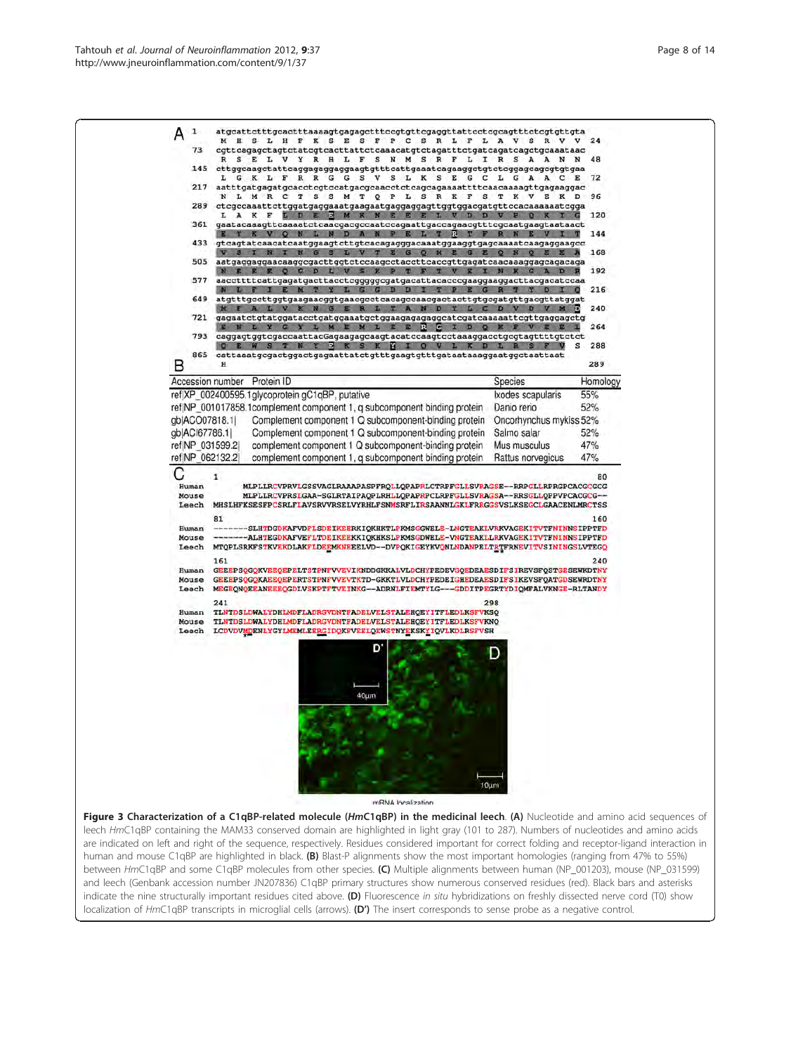| Accession number | Protein ID | Species | Homology |
|---|---|---|---|
| ref\|XP_002400595.1 | glycoprotein gC1qBP, putative | Ixodes scapularis | 55% |
| ref\|NP_001017858.1 | complement component 1, q subcomponent binding protein | Danio rerio | 52% |
| gb\|ACO07818.1\| | Complement component 1 Q subcomponent-binding protein | Oncorhynchus mykiss | 52% |
| gb\|ACI67786.1\| | Complement component 1 Q subcomponent-binding protein | Salmo salar | 52% |
| ref\|NP_031599.2\| | complement component 1 Q subcomponent-binding protein | Mus musculus | 47% |
| ref\|NP_062132.2\| | complement component 1, q subcomponent binding protein | Rattus norvegicus | 47% |

**Figure 3 Characterization of a C1qBP-related molecule (*Hm*C1qBP) in the medicinal leech.** **(A)** Nucleotide and amino acid sequences of leech *Hm*C1qBP containing the MAM33 conserved domain are highlighted in light gray (101 to 287). Numbers of nucleotides and amino acids are indicated on left and right of the sequence, respectively. Residues considered important for correct folding and receptor-ligand interaction in human and mouse C1qBP are highlighted in black. **(B)** Blast-P alignments show the most important homologies (ranging from 47% to 55%) between *Hm*C1qBP and some C1qBP molecules from other species. **(C)** Multiple alignments between human (NP_001203), mouse (NP_031599) and leech (Genbank accession number JN207836) C1qBP primary structures show numerous conserved residues (red). Black bars and asterisks indicate the nine structurally important residues cited above. **(D)** Fluorescence *in situ* hybridizations on freshly dissected nerve cord (T0) show localization of *Hm*C1qBP transcripts in microglial cells (arrows). **(D')** The insert corresponds to sense probe as a negative control.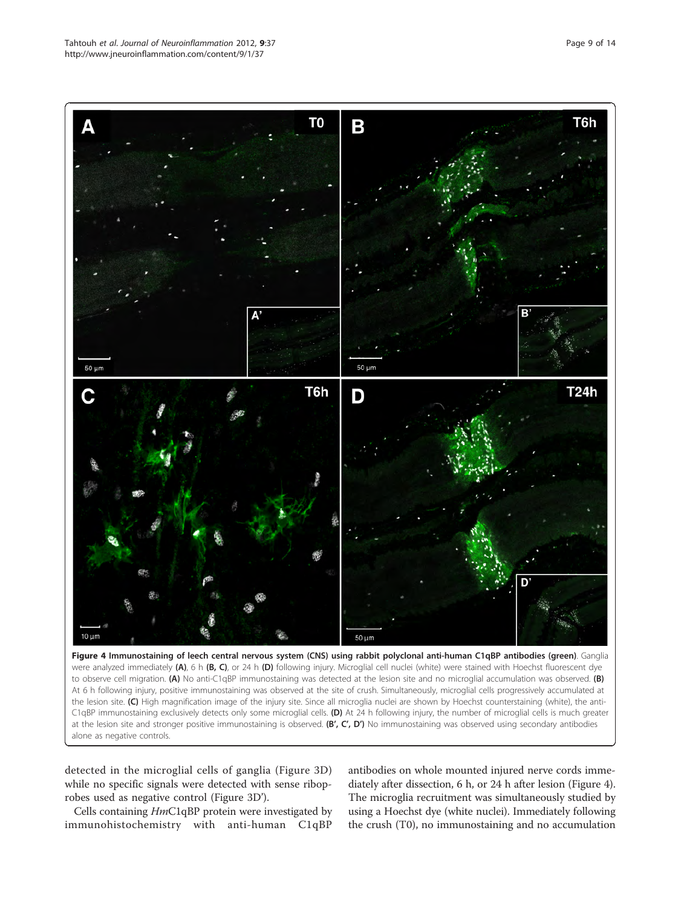**Figure 4 Immunostaining of leech central nervous system (CNS) using rabbit polyclonal anti-human C1qBP antibodies (green)**. Ganglia were analyzed immediately **(A)**, 6 h **(B, C)**, or 24 h **(D)** following injury. Microglial cell nuclei (white) were stained with Hoechst fluorescent dye to observe cell migration. **(A)** No anti-C1qBP immunostaining was detected at the lesion site and no microglial accumulation was observed. **(B)** At 6 h following injury, positive immunostaining was observed at the site of crush. Simultaneously, microglial cells progressively accumulated at the lesion site. **(C)** High magnification image of the injury site. Since all microglia nuclei are shown by Hoechst counterstaining (white), the anti-C1qBP immunostaining exclusively detects only some microglial cells. **(D)** At 24 h following injury, the number of microglial cells is much greater at the lesion site and stronger positive immunostaining is observed. **(B', C', D')** No immunostaining was observed using secondary antibodies alone as negative controls.

detected in the microglial cells of ganglia (Figure 3D) while no specific signals were detected with sense riboprobes used as negative control (Figure 3D').

Cells containing *Hm*C1qBP protein were investigated by immunohistochemistry with anti-human C1qBP antibodies on whole mounted injured nerve cords immediately after dissection, 6 h, or 24 h after lesion (Figure 4). The microglia recruitment was simultaneously studied by using a Hoechst dye (white nuclei). Immediately following the crush (T0), no immunostaining and no accumulation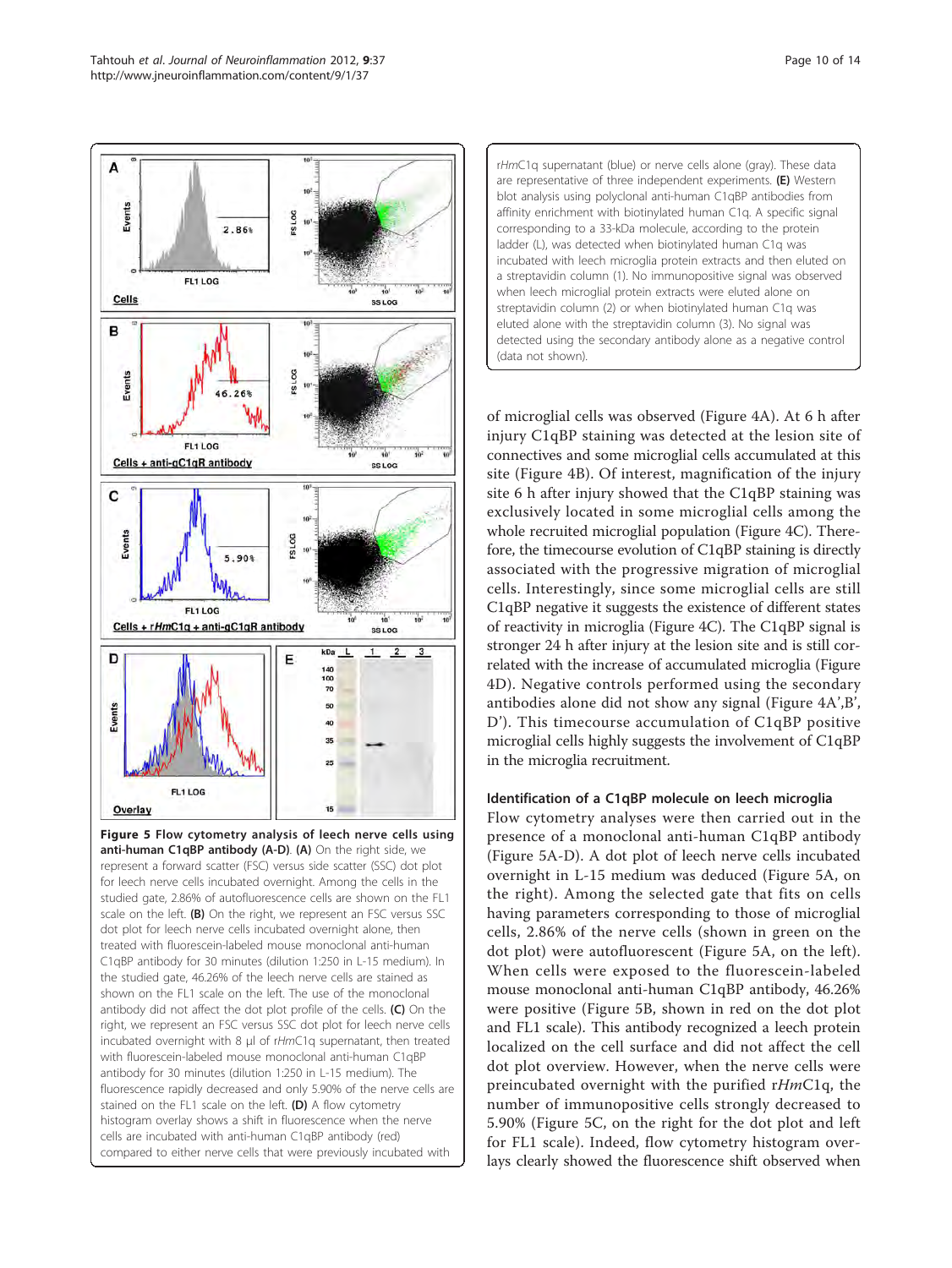**Figure 5 Flow cytometry analysis of leech nerve cells using anti-human C1qBP antibody (A-D).** **(A)** On the right side, we represent a forward scatter (FSC) versus side scatter (SSC) dot plot for leech nerve cells incubated overnight. Among the cells in the studied gate, 2.86% of autofluorescence cells are shown on the FL1 scale on the left. **(B)** On the right, we represent an FSC versus SSC dot plot for leech nerve cells incubated overnight alone, then treated with fluorescein-labeled mouse monoclonal anti-human C1qBP antibody for 30 minutes (dilution 1:250 in L-15 medium). In the studied gate, 46.26% of the leech nerve cells are stained as shown on the FL1 scale on the left. The use of the monoclonal antibody did not affect the dot plot profile of the cells. **(C)** On the right, we represent an FSC versus SSC dot plot for leech nerve cells incubated overnight with 8 μl of r*Hm*C1q supernatant, then treated with fluorescein-labeled mouse monoclonal anti-human C1qBP antibody for 30 minutes (dilution 1:250 in L-15 medium). The fluorescence rapidly decreased and only 5.90% of the nerve cells are stained on the FL1 scale on the left. **(D)** A flow cytometry histogram overlay shows a shift in fluorescence when the nerve cells are incubated with anti-human C1qBP antibody (red) compared to either nerve cells that were previously incubated with r*Hm*C1q supernatant (blue) or nerve cells alone (gray). These data are representative of three independent experiments. **(E)** Western blot analysis using polyclonal anti-human C1qBP antibodies from affinity enrichment with biotinylated human C1q. A specific signal corresponding to a 33-kDa molecule, according to the protein ladder (L), was detected when biotinylated human C1q was incubated with leech microglia protein extracts and then eluted on a streptavidin column (1). No immunopositive signal was observed when leech microglial protein extracts were eluted alone on streptavidin column (2) or when biotinylated human C1q was eluted alone with the streptavidin column (3). No signal was detected using the secondary antibody alone as a negative control (data not shown).

of microglial cells was observed (Figure 4A). At 6 h after injury C1qBP staining was detected at the lesion site of connectives and some microglial cells accumulated at this site (Figure 4B). Of interest, magnification of the injury site 6 h after injury showed that the C1qBP staining was exclusively located in some microglial cells among the whole recruited microglial population (Figure 4C). Therefore, the timecourse evolution of C1qBP staining is directly associated with the progressive migration of microglial cells. Interestingly, since some microglial cells are still C1qBP negative it suggests the existence of different states of reactivity in microglia (Figure 4C). The C1qBP signal is stronger 24 h after injury at the lesion site and is still correlated with the increase of accumulated microglia (Figure 4D). Negative controls performed using the secondary antibodies alone did not show any signal (Figure 4A',B', D'). This timecourse accumulation of C1qBP positive microglial cells highly suggests the involvement of C1qBP in the microglia recruitment.

### Identification of a C1qBP molecule on leech microglia

Flow cytometry analyses were then carried out in the presence of a monoclonal anti-human C1qBP antibody (Figure 5A-D). A dot plot of leech nerve cells incubated overnight in L-15 medium was deduced (Figure 5A, on the right). Among the selected gate that fits on cells having parameters corresponding to those of microglial cells, 2.86% of the nerve cells (shown in green on the dot plot) were autofluorescent (Figure 5A, on the left). When cells were exposed to the fluorescein-labeled mouse monoclonal anti-human C1qBP antibody, 46.26% were positive (Figure 5B, shown in red on the dot plot and FL1 scale). This antibody recognized a leech protein localized on the cell surface and did not affect the cell dot plot overview. However, when the nerve cells were preincubated overnight with the purified r*Hm*C1q, the number of immunopositive cells strongly decreased to 5.90% (Figure 5C, on the right for the dot plot and left for FL1 scale). Indeed, flow cytometry histogram overlays clearly showed the fluorescence shift observed when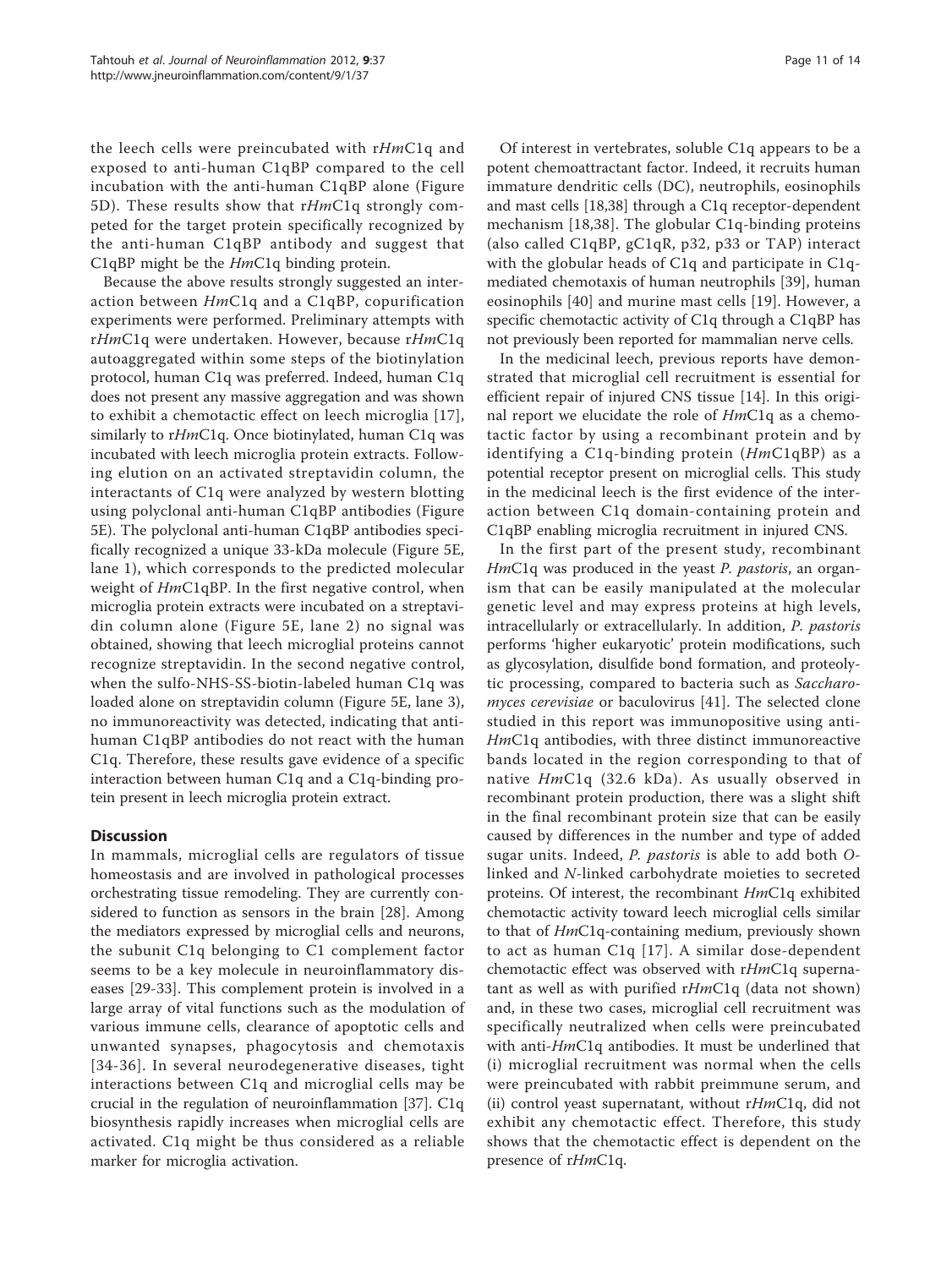the leech cells were preincubated with r*Hm*C1q and exposed to anti-human C1qBP compared to the cell incubation with the anti-human C1qBP alone (Figure 5D). These results show that r*Hm*C1q strongly competed for the target protein specifically recognized by the anti-human C1qBP antibody and suggest that C1qBP might be the *Hm*C1q binding protein.

Because the above results strongly suggested an interaction between *Hm*C1q and a C1qBP, copurification experiments were performed. Preliminary attempts with r*Hm*C1q were undertaken. However, because r*Hm*C1q autoaggregated within some steps of the biotinylation protocol, human C1q was preferred. Indeed, human C1q does not present any massive aggregation and was shown to exhibit a chemotactic effect on leech microglia [17], similarly to r*Hm*C1q. Once biotinylated, human C1q was incubated with leech microglia protein extracts. Following elution on an activated streptavidin column, the interactants of C1q were analyzed by western blotting using polyclonal anti-human C1qBP antibodies (Figure 5E). The polyclonal anti-human C1qBP antibodies specifically recognized a unique 33-kDa molecule (Figure 5E, lane 1), which corresponds to the predicted molecular weight of *Hm*C1qBP. In the first negative control, when microglia protein extracts were incubated on a streptavidin column alone (Figure 5E, lane 2) no signal was obtained, showing that leech microglial proteins cannot recognize streptavidin. In the second negative control, when the sulfo-NHS-SS-biotin-labeled human C1q was loaded alone on streptavidin column (Figure 5E, lane 3), no immunoreactivity was detected, indicating that anti-human C1qBP antibodies do not react with the human C1q. Therefore, these results gave evidence of a specific interaction between human C1q and a C1q-binding protein present in leech microglia protein extract.

## Discussion

In mammals, microglial cells are regulators of tissue homeostasis and are involved in pathological processes orchestrating tissue remodeling. They are currently considered to function as sensors in the brain [28]. Among the mediators expressed by microglial cells and neurons, the subunit C1q belonging to C1 complement factor seems to be a key molecule in neuroinflammatory diseases [29-33]. This complement protein is involved in a large array of vital functions such as the modulation of various immune cells, clearance of apoptotic cells and unwanted synapses, phagocytosis and chemotaxis [34-36]. In several neurodegenerative diseases, tight interactions between C1q and microglial cells may be crucial in the regulation of neuroinflammation [37]. C1q biosynthesis rapidly increases when microglial cells are activated. C1q might be thus considered as a reliable marker for microglia activation.

Of interest in vertebrates, soluble C1q appears to be a potent chemoattractant factor. Indeed, it recruits human immature dendritic cells (DC), neutrophils, eosinophils and mast cells [18,38] through a C1q receptor-dependent mechanism [18,38]. The globular C1q-binding proteins (also called C1qBP, gC1qR, p32, p33 or TAP) interact with the globular heads of C1q and participate in C1q-mediated chemotaxis of human neutrophils [39], human eosinophils [40] and murine mast cells [19]. However, a specific chemotactic activity of C1q through a C1qBP has not previously been reported for mammalian nerve cells.

In the medicinal leech, previous reports have demonstrated that microglial cell recruitment is essential for efficient repair of injured CNS tissue [14]. In this original report we elucidate the role of *Hm*C1q as a chemotactic factor by using a recombinant protein and by identifying a C1q-binding protein (*Hm*C1qBP) as a potential receptor present on microglial cells. This study in the medicinal leech is the first evidence of the interaction between C1q domain-containing protein and C1qBP enabling microglia recruitment in injured CNS.

In the first part of the present study, recombinant *Hm*C1q was produced in the yeast *P. pastoris*, an organism that can be easily manipulated at the molecular genetic level and may express proteins at high levels, intracellularly or extracellularly. In addition, *P. pastoris* performs 'higher eukaryotic' protein modifications, such as glycosylation, disulfide bond formation, and proteolytic processing, compared to bacteria such as *Saccharomyces cerevisiae* or baculovirus [41]. The selected clone studied in this report was immunopositive using anti-*Hm*C1q antibodies, with three distinct immunoreactive bands located in the region corresponding to that of native *Hm*C1q (32.6 kDa). As usually observed in recombinant protein production, there was a slight shift in the final recombinant protein size that can be easily caused by differences in the number and type of added sugar units. Indeed, *P. pastoris* is able to add both *O*-linked and *N*-linked carbohydrate moieties to secreted proteins. Of interest, the recombinant *Hm*C1q exhibited chemotactic activity toward leech microglial cells similar to that of *Hm*C1q-containing medium, previously shown to act as human C1q [17]. A similar dose-dependent chemotactic effect was observed with r*Hm*C1q supernatant as well as with purified r*Hm*C1q (data not shown) and, in these two cases, microglial cell recruitment was specifically neutralized when cells were preincubated with anti-*Hm*C1q antibodies. It must be underlined that (i) microglial recruitment was normal when the cells were preincubated with rabbit preimmune serum, and (ii) control yeast supernatant, without r*Hm*C1q, did not exhibit any chemotactic effect. Therefore, this study shows that the chemotactic effect is dependent on the presence of r*Hm*C1q.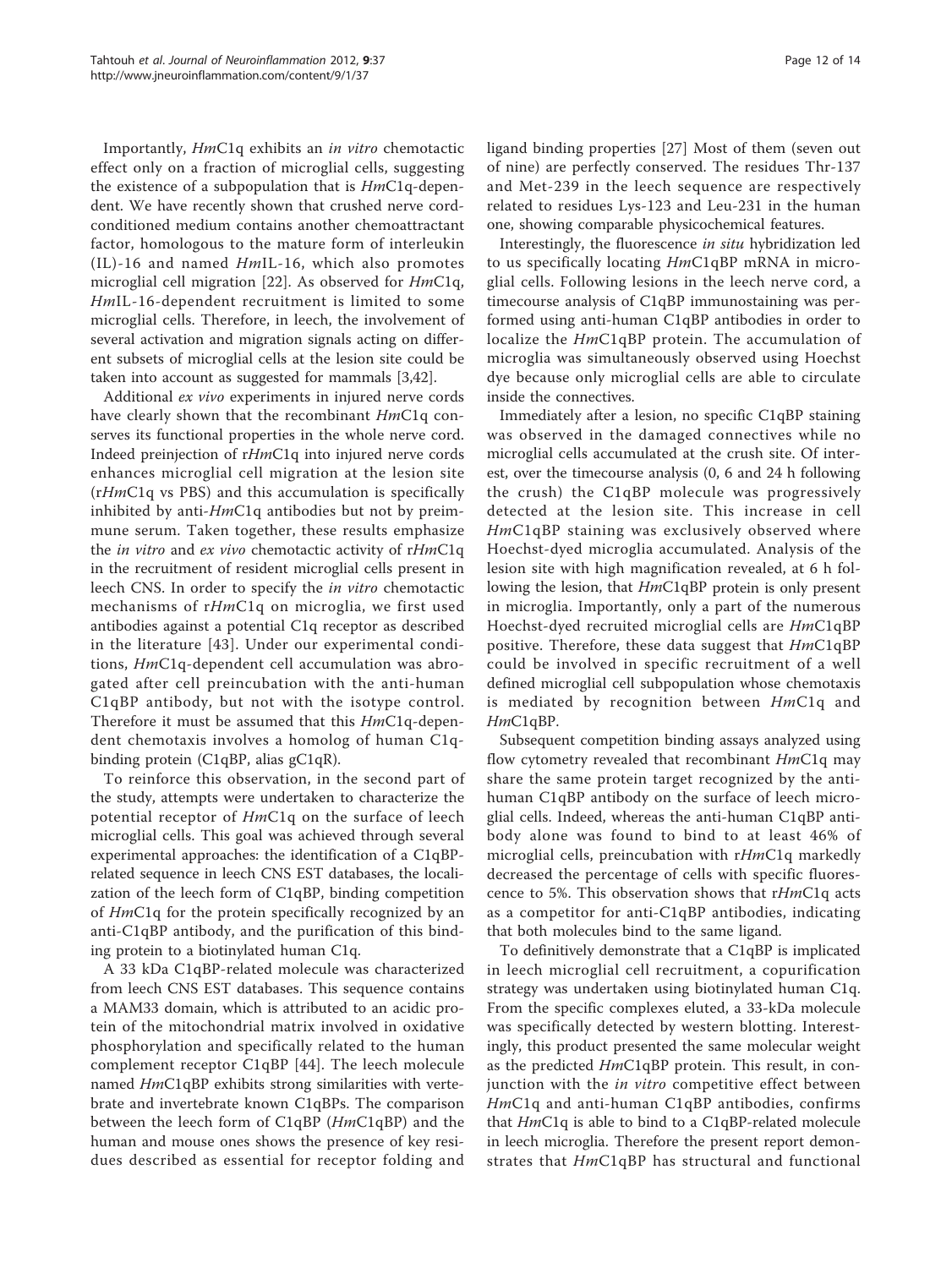Importantly, *Hm*C1q exhibits an *in vitro* chemotactic effect only on a fraction of microglial cells, suggesting the existence of a subpopulation that is *Hm*C1q-dependent. We have recently shown that crushed nerve cord-conditioned medium contains another chemoattractant factor, homologous to the mature form of interleukin (IL)-16 and named *Hm*IL-16, which also promotes microglial cell migration [22]. As observed for *Hm*C1q, *Hm*IL-16-dependent recruitment is limited to some microglial cells. Therefore, in leech, the involvement of several activation and migration signals acting on different subsets of microglial cells at the lesion site could be taken into account as suggested for mammals [3,42].

Additional *ex vivo* experiments in injured nerve cords have clearly shown that the recombinant *Hm*C1q conserves its functional properties in the whole nerve cord. Indeed preinjection of r*Hm*C1q into injured nerve cords enhances microglial cell migration at the lesion site (r*Hm*C1q vs PBS) and this accumulation is specifically inhibited by anti-*Hm*C1q antibodies but not by preimmune serum. Taken together, these results emphasize the *in vitro* and *ex vivo* chemotactic activity of r*Hm*C1q in the recruitment of resident microglial cells present in leech CNS. In order to specify the *in vitro* chemotactic mechanisms of r*Hm*C1q on microglia, we first used antibodies against a potential C1q receptor as described in the literature [43]. Under our experimental conditions, *Hm*C1q-dependent cell accumulation was abrogated after cell preincubation with the anti-human C1qBP antibody, but not with the isotype control. Therefore it must be assumed that this *Hm*C1q-dependent chemotaxis involves a homolog of human C1q-binding protein (C1qBP, alias gC1qR).

To reinforce this observation, in the second part of the study, attempts were undertaken to characterize the potential receptor of *Hm*C1q on the surface of leech microglial cells. This goal was achieved through several experimental approaches: the identification of a C1qBP-related sequence in leech CNS EST databases, the localization of the leech form of C1qBP, binding competition of *Hm*C1q for the protein specifically recognized by an anti-C1qBP antibody, and the purification of this binding protein to a biotinylated human C1q.

A 33 kDa C1qBP-related molecule was characterized from leech CNS EST databases. This sequence contains a MAM33 domain, which is attributed to an acidic protein of the mitochondrial matrix involved in oxidative phosphorylation and specifically related to the human complement receptor C1qBP [44]. The leech molecule named *Hm*C1qBP exhibits strong similarities with vertebrate and invertebrate known C1qBPs. The comparison between the leech form of C1qBP (*Hm*C1qBP) and the human and mouse ones shows the presence of key residues described as essential for receptor folding and ligand binding properties [27] Most of them (seven out of nine) are perfectly conserved. The residues Thr-137 and Met-239 in the leech sequence are respectively related to residues Lys-123 and Leu-231 in the human one, showing comparable physicochemical features.

Interestingly, the fluorescence *in situ* hybridization led to us specifically locating *Hm*C1qBP mRNA in microglial cells. Following lesions in the leech nerve cord, a timecourse analysis of C1qBP immunostaining was performed using anti-human C1qBP antibodies in order to localize the *Hm*C1qBP protein. The accumulation of microglia was simultaneously observed using Hoechst dye because only microglial cells are able to circulate inside the connectives.

Immediately after a lesion, no specific C1qBP staining was observed in the damaged connectives while no microglial cells accumulated at the crush site. Of interest, over the timecourse analysis (0, 6 and 24 h following the crush) the C1qBP molecule was progressively detected at the lesion site. This increase in cell *Hm*C1qBP staining was exclusively observed where Hoechst-dyed microglia accumulated. Analysis of the lesion site with high magnification revealed, at 6 h following the lesion, that *Hm*C1qBP protein is only present in microglia. Importantly, only a part of the numerous Hoechst-dyed recruited microglial cells are *Hm*C1qBP positive. Therefore, these data suggest that *Hm*C1qBP could be involved in specific recruitment of a well defined microglial cell subpopulation whose chemotaxis is mediated by recognition between *Hm*C1q and *Hm*C1qBP.

Subsequent competition binding assays analyzed using flow cytometry revealed that recombinant *Hm*C1q may share the same protein target recognized by the anti-human C1qBP antibody on the surface of leech microglial cells. Indeed, whereas the anti-human C1qBP antibody alone was found to bind to at least 46% of microglial cells, preincubation with r*Hm*C1q markedly decreased the percentage of cells with specific fluorescence to 5%. This observation shows that r*Hm*C1q acts as a competitor for anti-C1qBP antibodies, indicating that both molecules bind to the same ligand.

To definitively demonstrate that a C1qBP is implicated in leech microglial cell recruitment, a copurification strategy was undertaken using biotinylated human C1q. From the specific complexes eluted, a 33-kDa molecule was specifically detected by western blotting. Interestingly, this product presented the same molecular weight as the predicted *Hm*C1qBP protein. This result, in conjunction with the *in vitro* competitive effect between *Hm*C1q and anti-human C1qBP antibodies, confirms that *Hm*C1q is able to bind to a C1qBP-related molecule in leech microglia. Therefore the present report demonstrates that *Hm*C1qBP has structural and functional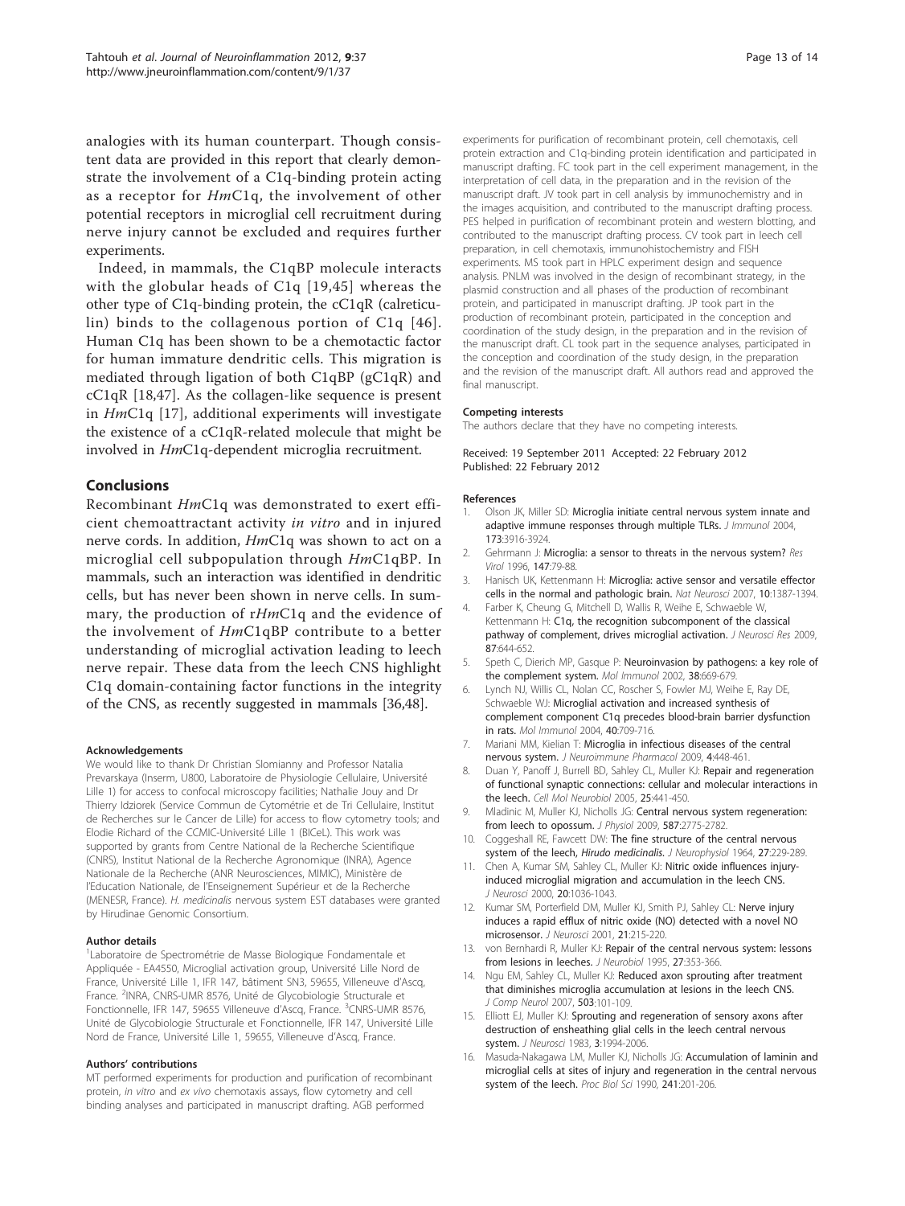analogies with its human counterpart. Though consistent data are provided in this report that clearly demonstrate the involvement of a C1q-binding protein acting as a receptor for *Hm*C1q, the involvement of other potential receptors in microglial cell recruitment during nerve injury cannot be excluded and requires further experiments.

Indeed, in mammals, the C1qBP molecule interacts with the globular heads of C1q [19,45] whereas the other type of C1q-binding protein, the cC1qR (calreticulin) binds to the collagenous portion of C1q [46]. Human C1q has been shown to be a chemotactic factor for human immature dendritic cells. This migration is mediated through ligation of both C1qBP (gC1qR) and cC1qR [18,47]. As the collagen-like sequence is present in *Hm*C1q [17], additional experiments will investigate the existence of a cC1qR-related molecule that might be involved in *Hm*C1q-dependent microglia recruitment.

## Conclusions

Recombinant *Hm*C1q was demonstrated to exert efficient chemoattractant activity *in vitro* and in injured nerve cords. In addition, *Hm*C1q was shown to act on a microglial cell subpopulation through *Hm*C1qBP. In mammals, such an interaction was identified in dendritic cells, but has never been shown in nerve cells. In summary, the production of r*Hm*C1q and the evidence of the involvement of *Hm*C1qBP contribute to a better understanding of microglial activation leading to leech nerve repair. These data from the leech CNS highlight C1q domain-containing factor functions in the integrity of the CNS, as recently suggested in mammals [36,48].

#### Acknowledgements

We would like to thank Dr Christian Slomianny and Professor Natalia Prevarskaya (Inserm, U800, Laboratoire de Physiologie Cellulaire, Université Lille 1) for access to confocal microscopy facilities; Nathalie Jouy and Dr Thierry Idziorek (Service Commun de Cytométrie et de Tri Cellulaire, Institut de Recherches sur le Cancer de Lille) for access to flow cytometry tools; and Elodie Richard of the CCMIC-Université Lille 1 (BICeL). This work was supported by grants from Centre National de la Recherche Scientifique (CNRS), Institut National de la Recherche Agronomique (INRA), Agence Nationale de la Recherche (ANR Neurosciences, MIMIC), Ministère de l'Education Nationale, de l'Enseignement Supérieur et de la Recherche (MENESR, France). *H. medicinalis* nervous system EST databases were granted by Hirudinae Genomic Consortium.

#### Author details

[1]Laboratoire de Spectrométrie de Masse Biologique Fondamentale et Appliquée - EA4550, Microglial activation group, Université Lille Nord de France, Université Lille 1, IFR 147, bâtiment SN3, 59655, Villeneuve d'Ascq, France. [2]INRA, CNRS-UMR 8576, Unité de Glycobiologie Structurale et Fonctionnelle, IFR 147, 59655 Villeneuve d'Ascq, France. [3]CNRS-UMR 8576, Unité de Glycobiologie Structurale et Fonctionnelle, IFR 147, Université Lille Nord de France, Université Lille 1, 59655, Villeneuve d'Ascq, France.

#### Authors' contributions

MT performed experiments for production and purification of recombinant protein, *in vitro* and *ex vivo* chemotaxis assays, flow cytometry and cell binding analyses and participated in manuscript drafting. AGB performed experiments for purification of recombinant protein, cell chemotaxis, cell protein extraction and C1q-binding protein identification and participated in manuscript drafting. FC took part in the cell experiment management, in the interpretation of cell data, in the preparation and in the revision of the manuscript draft. JV took part in cell analysis by immunochemistry and in the images acquisition, and contributed to the manuscript drafting process. PES helped in purification of recombinant protein and western blotting, and contributed to the manuscript drafting process. CV took part in leech cell preparation, in cell chemotaxis, immunohistochemistry and FISH experiments. MS took part in HPLC experiment design and sequence analysis. PNLM was involved in the design of recombinant strategy, in the plasmid construction and all phases of the production of recombinant protein, and participated in manuscript drafting. JP took part in the production of recombinant protein, participated in the conception and coordination of the study design, in the preparation and in the revision of the manuscript draft. CL took part in the sequence analyses, participated in the conception and coordination of the study design, in the preparation and the revision of the manuscript draft. All authors read and approved the final manuscript.

#### Competing interests

The authors declare that they have no competing interests.

Received: 19 September 2011 Accepted: 22 February 2012
Published: 22 February 2012

#### References

1. Olson JK, Miller SD: Microglia initiate central nervous system innate and adaptive immune responses through multiple TLRs. *J Immunol* 2004, 173:3916-3924.
2. Gehrmann J: Microglia: a sensor to threats in the nervous system? *Res Virol* 1996, 147:79-88.
3. Hanisch UK, Kettenmann H: Microglia: active sensor and versatile effector cells in the normal and pathologic brain. *Nat Neurosci* 2007, 10:1387-1394.
4. Farber K, Cheung G, Mitchell D, Wallis R, Weihe E, Schwaeble W, Kettenmann H: C1q, the recognition subcomponent of the classical pathway of complement, drives microglial activation. *J Neurosci Res* 2009, 87:644-652.
5. Speth C, Dierich MP, Gasque P: Neuroinvasion by pathogens: a key role of the complement system. *Mol Immunol* 2002, 38:669-679.
6. Lynch NJ, Willis CL, Nolan CC, Roscher S, Fowler MJ, Weihe E, Ray DE, Schwaeble WJ: Microglial activation and increased synthesis of complement component C1q precedes blood-brain barrier dysfunction in rats. *Mol Immunol* 2004, 40:709-716.
7. Mariani MM, Kielian T: Microglia in infectious diseases of the central nervous system. *J Neuroimmune Pharmacol* 2009, 4:448-461.
8. Duan Y, Panoff J, Burrell BD, Sahley CL, Muller KJ: Repair and regeneration of functional synaptic connections: cellular and molecular interactions in the leech. *Cell Mol Neurobiol* 2005, 25:441-450.
9. Mladinic M, Muller KJ, Nicholls JG: Central nervous system regeneration: from leech to opossum. *J Physiol* 2009, 587:2775-2782.
10. Coggeshall RE, Fawcett DW: The fine structure of the central nervous system of the leech, *Hirudo medicinalis*. *J Neurophysiol* 1964, 27:229-289.
11. Chen A, Kumar SM, Sahley CL, Muller KJ: Nitric oxide influences injury-induced microglial migration and accumulation in the leech CNS. *J Neurosci* 2000, 20:1036-1043.
12. Kumar SM, Porterfield DM, Muller KJ, Smith PJ, Sahley CL: Nerve injury induces a rapid efflux of nitric oxide (NO) detected with a novel NO microsensor. *J Neurosci* 2001, 21:215-220.
13. von Bernhardi R, Muller KJ: Repair of the central nervous system: lessons from lesions in leeches. *J Neurobiol* 1995, 27:353-366.
14. Ngu EM, Sahley CL, Muller KJ: Reduced axon sprouting after treatment that diminishes microglia accumulation at lesions in the leech CNS. *J Comp Neurol* 2007, 503:101-109.
15. Elliott EJ, Muller KJ: Sprouting and regeneration of sensory axons after destruction of ensheathing glial cells in the leech central nervous system. *J Neurosci* 1983, 3:1994-2006.
16. Masuda-Nakagawa LM, Muller KJ, Nicholls JG: Accumulation of laminin and microglial cells at sites of injury and regeneration in the central nervous system of the leech. *Proc Biol Sci* 1990, 241:201-206.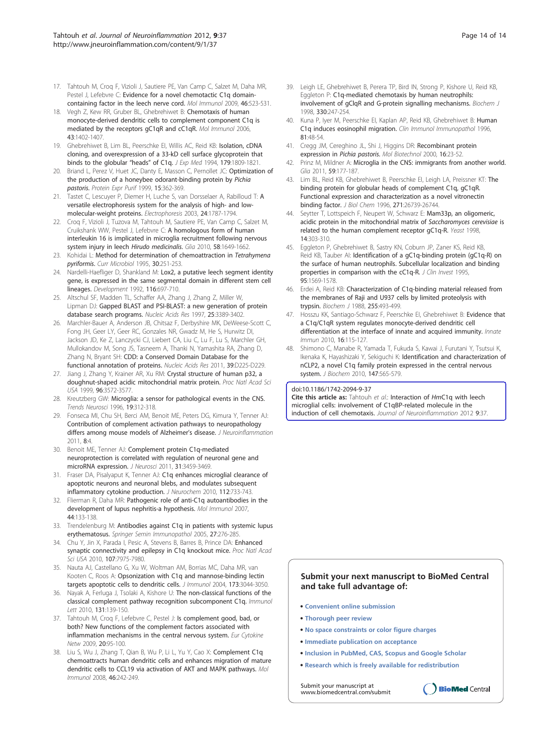17. Tahtouh M, Croq F, Vizioli J, Sautiere PE, Van Camp C, Salzet M, Daha MR, Pestel J, Lefebvre C: **Evidence for a novel chemotactic C1q domain-containing factor in the leech nerve cord.** *Mol Immunol* 2009, **46**:523-531.
18. Vegh Z, Kew RR, Gruber BL, Ghebrehiwet B: **Chemotaxis of human monocyte-derived dendritic cells to complement component C1q is mediated by the receptors gC1qR and cC1qR.** *Mol Immunol* 2006, **43**:1402-1407.
19. Ghebrehiwet B, Lim BL, Peerschke EI, Willis AC, Reid KB: **Isolation, cDNA cloning, and overexpression of a 33-kD cell surface glycoprotein that binds to the globular "heads" of C1q.** *J Exp Med* 1994, **179**:1809-1821.
20. Briand L, Perez V, Huet JC, Danty E, Masson C, Pernollet JC: **Optimization of the production of a honeybee odorant-binding protein by *Pichia pastoris*.** *Protein Expr Purif* 1999, **15**:362-369.
21. Tastet C, Lescuyer P, Diemer H, Luche S, van Dorsselaer A, Rabilloud T: **A versatile electrophoresis system for the analysis of high- and low-molecular-weight proteins.** *Electrophoresis* 2003, **24**:1787-1794.
22. Croq F, Vizioli J, Tuzova M, Tahtouh M, Sautiere PE, Van Camp C, Salzet M, Cruikshank WW, Pestel J, Lefebvre C: **A homologous form of human interleukin 16 is implicated in microglia recruitment following nervous system injury in leech *Hirudo medicinalis*.** *Glia* 2010, **58**:1649-1662.
23. Kohidai L: **Method for determination of chemoattraction in *Tetrahymena pyriformis*.** *Curr Microbiol* 1995, **30**:251-253.
24. Nardelli-Haefliger D, Shankland M: **Lox2, a putative leech segment identity gene, is expressed in the same segmental domain in different stem cell lineages.** *Development* 1992, **116**:697-710.
25. Altschul SF, Madden TL, Schaffer AA, Zhang J, Zhang Z, Miller W, Lipman DJ: **Gapped BLAST and PSI-BLAST: a new generation of protein database search programs.** *Nucleic Acids Res* 1997, **25**:3389-3402.
26. Marchler-Bauer A, Anderson JB, Chitsaz F, Derbyshire MK, DeWeese-Scott C, Fong JH, Geer LY, Geer RC, Gonzales NR, Gwadz M, He S, Hurwitz DI, Jackson JD, Ke Z, Lanczycki CJ, Liebert CA, Liu C, Lu F, Lu S, Marchler GH, Mullokandov M, Song JS, Tasneem A, Thanki N, Yamashita RA, Zhang D, Zhang N, Bryant SH: **CDD: a Conserved Domain Database for the functional annotation of proteins.** *Nucleic Acids Res* 2011, **39**:D225-D229.
27. Jiang J, Zhang Y, Krainer AR, Xu RM: **Crystal structure of human p32, a doughnut-shaped acidic mitochondrial matrix protein.** *Proc Natl Acad Sci USA* 1999, **96**:3572-3577.
28. Kreutzberg GW: **Microglia: a sensor for pathological events in the CNS.** *Trends Neurosci* 1996, **19**:312-318.
29. Fonseca MI, Chu SH, Berci AM, Benoit ME, Peters DG, Kimura Y, Tenner AJ: **Contribution of complement activation pathways to neuropathology differs among mouse models of Alzheimer's disease.** *J Neuroinflammation* 2011, **8**:4.
30. Benoit ME, Tenner AJ: **Complement protein C1q-mediated neuroprotection is correlated with regulation of neuronal gene and microRNA expression.** *J Neurosci* 2011, **31**:3459-3469.
31. Fraser DA, Pisalyaput K, Tenner AJ: **C1q enhances microglial clearance of apoptotic neurons and neuronal blebs, and modulates subsequent inflammatory cytokine production.** *J Neurochem* 2010, **112**:733-743.
32. Flierman R, Daha MR: **Pathogenic role of anti-C1q autoantibodies in the development of lupus nephritis-a hypothesis.** *Mol Immunol* 2007, **44**:133-138.
33. Trendelenburg M: **Antibodies against C1q in patients with systemic lupus erythematosus.** *Springer Semin Immunopathol* 2005, **27**:276-285.
34. Chu Y, Jin X, Parada I, Pesic A, Stevens B, Barres B, Prince DA: **Enhanced synaptic connectivity and epilepsy in C1q knockout mice.** *Proc Natl Acad Sci USA* 2010, **107**:7975-7980.
35. Nauta AJ, Castellano G, Xu W, Woltman AM, Borrias MC, Daha MR, van Kooten C, Roos A: **Opsonization with C1q and mannose-binding lectin targets apoptotic cells to dendritic cells.** *J Immunol* 2004, **173**:3044-3050.
36. Nayak A, Ferluga J, Tsolaki A, Kishore U: **The non-classical functions of the classical complement pathway recognition subcomponent C1q.** *Immunol Lett* 2010, **131**:139-150.
37. Tahtouh M, Croq F, Lefebvre C, Pestel J: **Is complement good, bad, or both? New functions of the complement factors associated with inflammation mechanisms in the central nervous system.** *Eur Cytokine Netw* 2009, **20**:95-100.
38. Liu S, Wu J, Zhang T, Qian B, Wu P, Li L, Yu Y, Cao X: **Complement C1q chemoattracts human dendritic cells and enhances migration of mature dendritic cells to CCL19 via activation of AKT and MAPK pathways.** *Mol Immunol* 2008, **46**:242-249.
39. Leigh LE, Ghebrehiwet B, Perera TP, Bird IN, Strong P, Kishore U, Reid KB, Eggleton P: **C1q-mediated chemotaxis by human neutrophils: involvement of gClqR and G-protein signalling mechanisms.** *Biochem J* 1998, **330**:247-254.
40. Kuna P, Iyer M, Peerschke EI, Kaplan AP, Reid KB, Ghebrehiwet B: **Human C1q induces eosinophil migration.** *Clin Immunol Immunopathol* 1996, **81**:48-54.
41. Cregg JM, Cereghino JL, Shi J, Higgins DR: **Recombinant protein expression in *Pichia pastoris*.** *Mol Biotechnol* 2000, **16**:23-52.
42. Prinz M, Mildner A: **Microglia in the CNS: immigrants from another world.** *Glia* 2011, **59**:177-187.
43. Lim BL, Reid KB, Ghebrehiwet B, Peerschke EI, Leigh LA, Preissner KT: **The binding protein for globular heads of complement C1q, gC1qR. Functional expression and characterization as a novel vitronectin binding factor.** *J Biol Chem* 1996, **271**:26739-26744.
44. Seytter T, Lottspeich F, Neupert W, Schwarz E: **Mam33p, an oligomeric, acidic protein in the mitochondrial matrix of *Saccharomyces cerevisiae* is related to the human complement receptor gC1q-R.** *Yeast* 1998, **14**:303-310.
45. Eggleton P, Ghebrehiwet B, Sastry KN, Coburn JP, Zaner KS, Reid KB, Tauber AI: **Identification of a gC1q-binding protein (gC1q-R) on the surface of human neutrophils. Subcellular localization and binding properties in comparison with the cC1q-R.** *J Clin Invest* 1995, **95**:1569-1578.
46. Erdei A, Reid KB: **Characterization of C1q-binding material released from the membranes of Raji and U937 cells by limited proteolysis with trypsin.** *Biochem J* 1988, **255**:493-499.
47. Hosszu KK, Santiago-Schwarz F, Peerschke EI, Ghebrehiwet B: **Evidence that a C1q/C1qR system regulates monocyte-derived dendritic cell differentiation at the interface of innate and acquired immunity.** *Innate Immun* 2010, **16**:115-127.
48. Shimono C, Manabe R, Yamada T, Fukuda S, Kawai J, Furutani Y, Tsutsui K, Ikenaka K, Hayashizaki Y, Sekiguchi K: **Identification and characterization of nCLP2, a novel C1q family protein expressed in the central nervous system.** *J Biochem* 2010, **147**:565-579.

doi:10.1186/1742-2094-9-37

**Cite this article as:** Tahtouh *et al.*: Interaction of *Hm*C1q with leech microglial cells: involvement of C1qBP-related molecule in the induction of cell chemotaxis. *Journal of Neuroinflammation* 2012 **9**:37.

### Submit your next manuscript to BioMed Central and take full advantage of:

- **Convenient online submission**
- **Thorough peer review**
- **No space constraints or color figure charges**
- **Immediate publication on acceptance**
- **Inclusion in PubMed, CAS, Scopus and Google Scholar**
- **Research which is freely available for redistribution**

Submit your manuscript at
www.biomedcentral.com/submit

BioMed Central